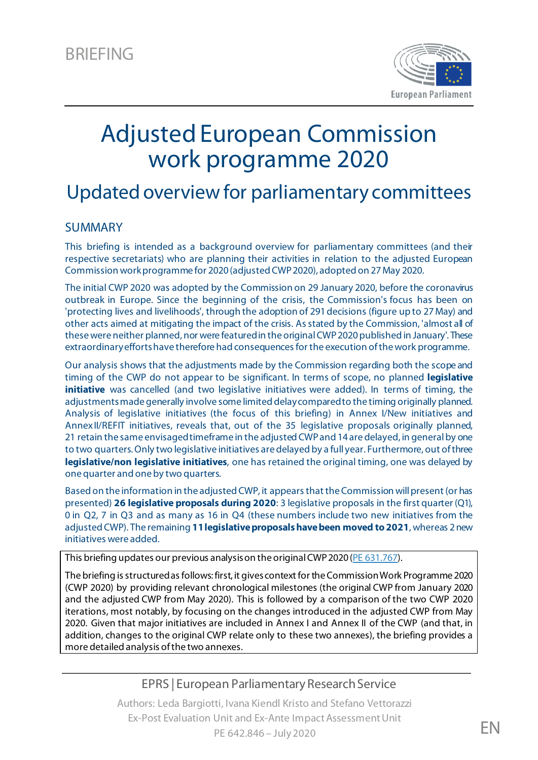BRIEFING

# Adjusted European Commission work programme 2020

## Updated overview for parliamentary committees

### SUMMARY

This briefing is intended as a background overview for parliamentary committees (and their respective secretariats) who are planning their activities in relation to the adjusted European Commission work programme for 2020 (adjusted CWP 2020), adopted on 27 May 2020.

The initial CWP 2020 was adopted by the Commission on 29 January 2020, before the coronavirus outbreak in Europe. Since the beginning of the crisis, the Commission's focus has been on 'protecting lives and livelihoods', through the adoption of 291 decisions (figure up to 27 May) and other acts aimed at mitigating the impact of the crisis. As stated by the Commission, 'almost all of these were neither planned, nor were featured in the original CWP 2020 published in January'. These extraordinary efforts have therefore had consequences for the execution of the work programme.

Our analysis shows that the adjustments made by the Commission regarding both the scope and timing of the CWP do not appear to be significant. In terms of scope, no planned **legislative initiative** was cancelled (and two legislative initiatives were added). In terms of timing, the adjustments made generally involve some limited delay compared to the timing originally planned. Analysis of legislative initiatives (the focus of this briefing) in Annex I/New initiatives and Annex II/REFIT initiatives, reveals that, out of the 35 legislative proposals originally planned, 21 retain the same envisaged timeframe in the adjusted CWP and 14 are delayed, in general by one to two quarters. Only two legislative initiatives are delayed by a full year. Furthermore, out of three **legislative/non legislative initiatives**, one has retained the original timing, one was delayed by one quarter and one by two quarters.

Based on the information in the adjusted CWP, it appears that the Commission will present (or has presented) **26 legislative proposals during 2020**: 3 legislative proposals in the first quarter (Q1), 0 in Q2, 7 in Q3 and as many as 16 in Q4 (these numbers include two new initiatives from the adjusted CWP). The remaining **11 legislative proposals have been moved to 2021**, whereas 2 new initiatives were added.

This briefing updates our previous analysis on the original CWP 2020 (PE 631.767).

The briefing is structured as follows: first, it gives context for the Commission Work Programme 2020 (CWP 2020) by providing relevant chronological milestones (the original CWP from January 2020 and the adjusted CWP from May 2020). This is followed by a comparison of the two CWP 2020 iterations, most notably, by focusing on the changes introduced in the adjusted CWP from May 2020. Given that major initiatives are included in Annex I and Annex II of the CWP (and that, in addition, changes to the original CWP relate only to these two annexes), the briefing provides a more detailed analysis of the two annexes.

EPRS | European Parliamentary Research Service

Authors: Leda Bargiotti, Ivana Kiendl Kristo and Stefano Vettorazzi
Ex-Post Evaluation Unit and Ex-Ante Impact Assessment Unit
PE 642.846 – July 2020

EN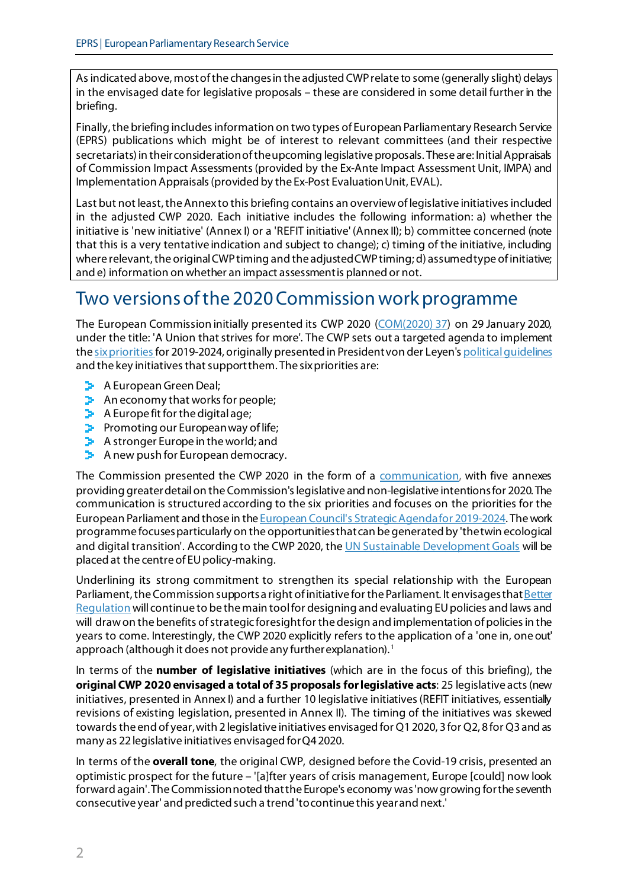As indicated above, most of the changes in the adjusted CWP relate to some (generally slight) delays in the envisaged date for legislative proposals – these are considered in some detail further in the briefing.

Finally, the briefing includes information on two types of European Parliamentary Research Service (EPRS) publications which might be of interest to relevant committees (and their respective secretariats) in their consideration of the upcoming legislative proposals. These are: Initial Appraisals of Commission Impact Assessments (provided by the Ex-Ante Impact Assessment Unit, IMPA) and Implementation Appraisals (provided by the Ex-Post Evaluation Unit, EVAL).

Last but not least, the Annex to this briefing contains an overview of legislative initiatives included in the adjusted CWP 2020. Each initiative includes the following information: a) whether the initiative is 'new initiative' (Annex I) or a 'REFIT initiative' (Annex II); b) committee concerned (note that this is a very tentative indication and subject to change); c) timing of the initiative, including where relevant, the original CWP timing and the adjusted CWP timing; d) assumed type of initiative; and e) information on whether an impact assessment is planned or not.

# Two versions of the 2020 Commission work programme

The European Commission initially presented its CWP 2020 (COM(2020) 37) on 29 January 2020, under the title: 'A Union that strives for more'. The CWP sets out a targeted agenda to implement the six priorities for 2019-2024, originally presented in President von der Leyen's political guidelines and the key initiatives that support them. The six priorities are:

- A European Green Deal;
- An economy that works for people;
- A Europe fit for the digital age;
- Promoting our European way of life;
- A stronger Europe in the world; and
- A new push for European democracy.

The Commission presented the CWP 2020 in the form of a communication, with five annexes providing greater detail on the Commission's legislative and non-legislative intentions for 2020. The communication is structured according to the six priorities and focuses on the priorities for the European Parliament and those in the European Council's Strategic Agenda for 2019-2024. The work programme focuses particularly on the opportunities that can be generated by 'the twin ecological and digital transition'. According to the CWP 2020, the UN Sustainable Development Goals will be placed at the centre of EU policy-making.

Underlining its strong commitment to strengthen its special relationship with the European Parliament, the Commission supports a right of initiative for the Parliament. It envisages that Better Regulation will continue to be the main tool for designing and evaluating EU policies and laws and will draw on the benefits of strategic foresight for the design and implementation of policies in the years to come. Interestingly, the CWP 2020 explicitly refers to the application of a 'one in, one out' approach (although it does not provide any further explanation).[1]

In terms of the **number of legislative initiatives** (which are in the focus of this briefing), the **original CWP 2020 envisaged a total of 35 proposals for legislative acts**: 25 legislative acts (new initiatives, presented in Annex I) and a further 10 legislative initiatives (REFIT initiatives, essentially revisions of existing legislation, presented in Annex II). The timing of the initiatives was skewed towards the end of year, with 2 legislative initiatives envisaged for Q1 2020, 3 for Q2, 8 for Q3 and as many as 22 legislative initiatives envisaged for Q4 2020.

In terms of the **overall tone**, the original CWP, designed before the Covid-19 crisis, presented an optimistic prospect for the future – '[a]fter years of crisis management, Europe [could] now look forward again'. The Commission noted that the Europe's economy was 'now growing for the seventh consecutive year' and predicted such a trend 'to continue this year and next.'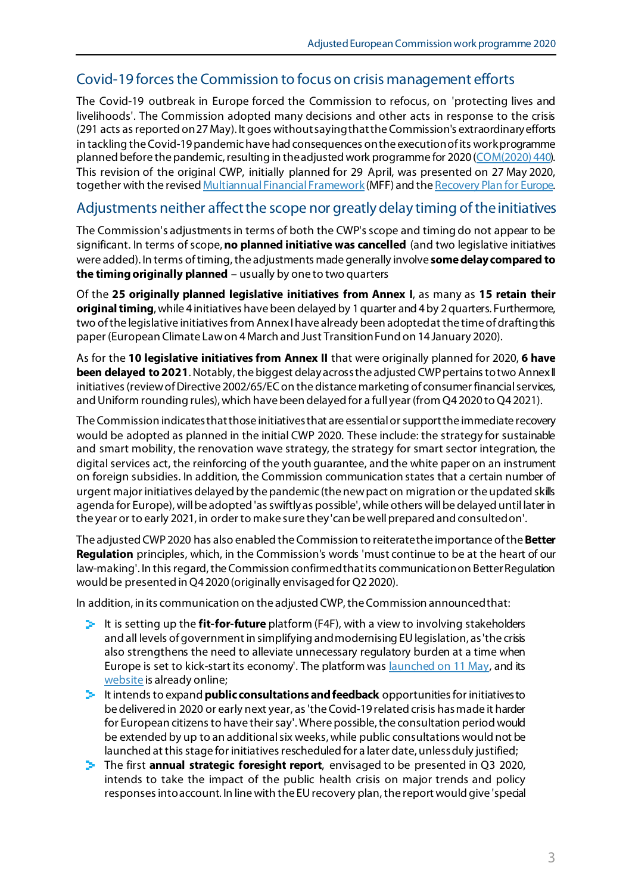## Covid-19 forces the Commission to focus on crisis management efforts

The Covid-19 outbreak in Europe forced the Commission to refocus, on 'protecting lives and livelihoods'. The Commission adopted many decisions and other acts in response to the crisis (291 acts as reported on 27 May). It goes without saying that the Commission's extraordinary efforts in tackling the Covid-19 pandemic have had consequences on the execution of its work programme planned before the pandemic, resulting in the adjusted work programme for 2020 (COM(2020) 440). This revision of the original CWP, initially planned for 29 April, was presented on 27 May 2020, together with the revised Multiannual Financial Framework (MFF) and the Recovery Plan for Europe.

## Adjustments neither affect the scope nor greatly delay timing of the initiatives

The Commission's adjustments in terms of both the CWP's scope and timing do not appear to be significant. In terms of scope, **no planned initiative was cancelled** (and two legislative initiatives were added). In terms of timing, the adjustments made generally involve **some delay compared to the timing originally planned** – usually by one to two quarters

Of the **25 originally planned legislative initiatives from Annex I**, as many as **15 retain their original timing**, while 4 initiatives have been delayed by 1 quarter and 4 by 2 quarters. Furthermore, two of the legislative initiatives from Annex I have already been adopted at the time of drafting this paper (European Climate Law on 4 March and Just Transition Fund on 14 January 2020).

As for the **10 legislative initiatives from Annex II** that were originally planned for 2020, **6 have been delayed to 2021**. Notably, the biggest delay across the adjusted CWP pertains to two Annex II initiatives (review of Directive 2002/65/EC on the distance marketing of consumer financial services, and Uniform rounding rules), which have been delayed for a full year (from Q4 2020 to Q4 2021).

The Commission indicates that those initiatives that are essential or support the immediate recovery would be adopted as planned in the initial CWP 2020. These include: the strategy for sustainable and smart mobility, the renovation wave strategy, the strategy for smart sector integration, the digital services act, the reinforcing of the youth guarantee, and the white paper on an instrument on foreign subsidies. In addition, the Commission communication states that a certain number of urgent major initiatives delayed by the pandemic (the new pact on migration or the updated skills agenda for Europe), will be adopted 'as swiftly as possible', while others will be delayed until later in the year or to early 2021, in order to make sure they 'can be well prepared and consulted on'.

The adjusted CWP 2020 has also enabled the Commission to reiterate the importance of the **Better Regulation** principles, which, in the Commission's words 'must continue to be at the heart of our law-making'. In this regard, the Commission confirmed that its communication on Better Regulation would be presented in Q4 2020 (originally envisaged for Q2 2020).

In addition, in its communication on the adjusted CWP, the Commission announced that:

- It is setting up the **fit-for-future** platform (F4F), with a view to involving stakeholders and all levels of government in simplifying and modernising EU legislation, as 'the crisis also strengthens the need to alleviate unnecessary regulatory burden at a time when Europe is set to kick-start its economy'. The platform was launched on 11 May, and its website is already online;
- It intends to expand **public consultations and feedback** opportunities for initiatives to be delivered in 2020 or early next year, as 'the Covid-19 related crisis has made it harder for European citizens to have their say'. Where possible, the consultation period would be extended by up to an additional six weeks, while public consultations would not be launched at this stage for initiatives rescheduled for a later date, unless duly justified;
- The first **annual strategic foresight report**, envisaged to be presented in Q3 2020, intends to take the impact of the public health crisis on major trends and policy responses into account. In line with the EU recovery plan, the report would give 'special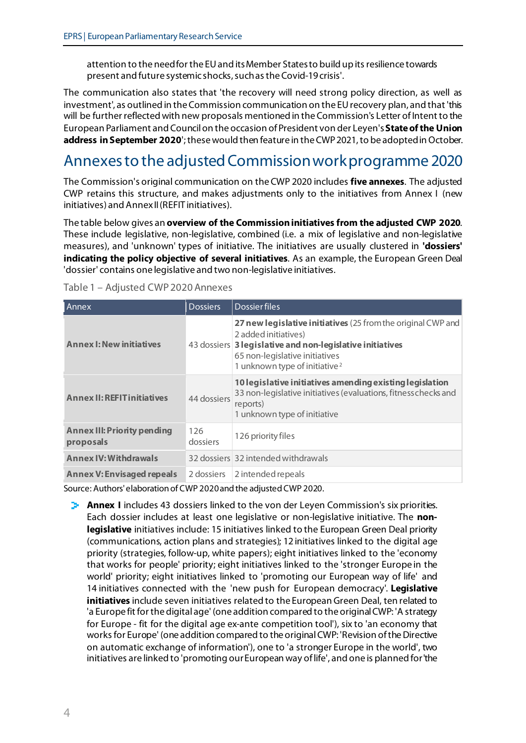attention to the need for the EU and its Member States to build up its resilience towards present and future systemic shocks, such as the Covid-19 crisis'.

The communication also states that 'the recovery will need strong policy direction, as well as investment', as outlined in the Commission communication on the EU recovery plan, and that 'this will be further reflected with new proposals mentioned in the Commission's Letter of Intent to the European Parliament and Council on the occasion of President von der Leyen's **State of the Union address in September 2020**'; these would then feature in the CWP 2021, to be adopted in October.

## Annexes to the adjusted Commission work programme 2020

The Commission's original communication on the CWP 2020 includes **five annexes**. The adjusted CWP retains this structure, and makes adjustments only to the initiatives from Annex I (new initiatives) and Annex II (REFIT initiatives).

The table below gives an **overview of the Commission initiatives from the adjusted CWP 2020**. These include legislative, non-legislative, combined (i.e. a mix of legislative and non-legislative measures), and 'unknown' types of initiative. The initiatives are usually clustered in **'dossiers' indicating the policy objective of several initiatives**. As an example, the European Green Deal 'dossier' contains one legislative and two non-legislative initiatives.

Table 1 – Adjusted CWP 2020 Annexes

| Annex | Dossiers | Dossier files |
|---|---|---|
| **Annex I: New initiatives** | 43 dossiers | **27 new legislative initiatives** (25 from the original CWP and 2 added initiatives)<br>**3 legislative and non-legislative initiatives**<br>65 non-legislative initiatives<br>1 unknown type of initiative[2] |
| **Annex II: REFIT initiatives** | 44 dossiers | **10 legislative initiatives amending existing legislation**<br>33 non-legislative initiatives (evaluations, fitness checks and reports)<br>1 unknown type of initiative |
| **Annex III: Priority pending proposals** | 126 dossiers | 126 priority files |
| **Annex IV: Withdrawals** | 32 dossiers | 32 intended withdrawals |
| **Annex V: Envisaged repeals** | 2 dossiers | 2 intended repeals |

Source: Authors' elaboration of CWP 2020 and the adjusted CWP 2020.

- **Annex I** includes 43 dossiers linked to the von der Leyen Commission's six priorities. Each dossier includes at least one legislative or non-legislative initiative. The **non-legislative** initiatives include: 15 initiatives linked to the European Green Deal priority (communications, action plans and strategies); 12 initiatives linked to the digital age priority (strategies, follow-up, white papers); eight initiatives linked to the 'economy that works for people' priority; eight initiatives linked to the 'stronger Europe in the world' priority; eight initiatives linked to 'promoting our European way of life' and 14 initiatives connected with the 'new push for European democracy'. **Legislative initiatives** include seven initiatives related to the European Green Deal, ten related to 'a Europe fit for the digital age' (one addition compared to the original CWP: 'A strategy for Europe - fit for the digital age ex-ante competition tool'), six to 'an economy that works for Europe' (one addition compared to the original CWP: 'Revision of the Directive on automatic exchange of information'), one to 'a stronger Europe in the world', two initiatives are linked to 'promoting our European way of life', and one is planned for 'the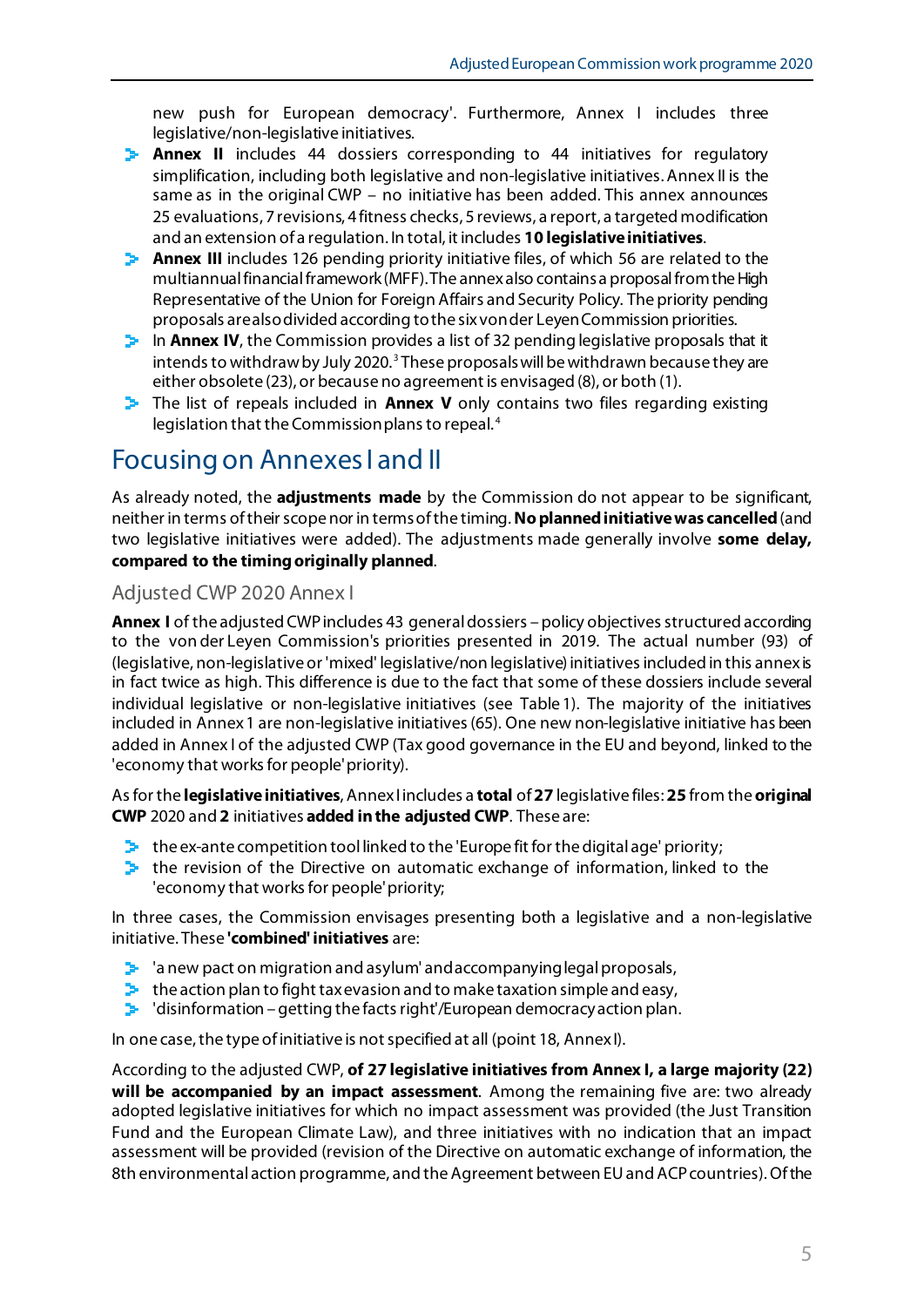new push for European democracy'. Furthermore, Annex I includes three legislative/non-legislative initiatives.

- **Annex II** includes 44 dossiers corresponding to 44 initiatives for regulatory simplification, including both legislative and non-legislative initiatives. Annex II is the same as in the original CWP – no initiative has been added. This annex announces 25 evaluations, 7 revisions, 4 fitness checks, 5 reviews, a report, a targeted modification and an extension of a regulation. In total, it includes **10 legislative initiatives**.
- **Annex III** includes 126 pending priority initiative files, of which 56 are related to the multiannual financial framework (MFF). The annex also contains a proposal from the High Representative of the Union for Foreign Affairs and Security Policy. The priority pending proposals are also divided according to the six von der Leyen Commission priorities.
- In **Annex IV**, the Commission provides a list of 32 pending legislative proposals that it intends to withdraw by July 2020.[3] These proposals will be withdrawn because they are either obsolete (23), or because no agreement is envisaged (8), or both (1).
- The list of repeals included in **Annex V** only contains two files regarding existing legislation that the Commission plans to repeal.[4]

## Focusing on Annexes I and II

As already noted, the **adjustments made** by the Commission do not appear to be significant, neither in terms of their scope nor in terms of the timing. **No planned initiative was cancelled** (and two legislative initiatives were added). The adjustments made generally involve **some delay, compared to the timing originally planned**.

### Adjusted CWP 2020 Annex I

**Annex I** of the adjusted CWP includes 43 general dossiers – policy objectives structured according to the von der Leyen Commission's priorities presented in 2019. The actual number (93) of (legislative, non-legislative or 'mixed' legislative/non legislative) initiatives included in this annex is in fact twice as high. This difference is due to the fact that some of these dossiers include several individual legislative or non-legislative initiatives (see Table 1). The majority of the initiatives included in Annex 1 are non-legislative initiatives (65). One new non-legislative initiative has been added in Annex I of the adjusted CWP (Tax good governance in the EU and beyond, linked to the 'economy that works for people' priority).

As for the **legislative initiatives**, Annex I includes a **total** of **27** legislative files: **25** from the **original CWP** 2020 and **2** initiatives **added in the adjusted CWP**. These are:

- the ex-ante competition tool linked to the 'Europe fit for the digital age' priority;
- the revision of the Directive on automatic exchange of information, linked to the 'economy that works for people' priority;

In three cases, the Commission envisages presenting both a legislative and a non-legislative initiative. These **'combined' initiatives** are:

- 'a new pact on migration and asylum' and accompanying legal proposals,
- the action plan to fight tax evasion and to make taxation simple and easy,
- 'disinformation – getting the facts right'/European democracy action plan.

In one case, the type of initiative is not specified at all (point 18, Annex I).

According to the adjusted CWP, **of 27 legislative initiatives from Annex I, a large majority (22) will be accompanied by an impact assessment**. Among the remaining five are: two already adopted legislative initiatives for which no impact assessment was provided (the Just Transition Fund and the European Climate Law), and three initiatives with no indication that an impact assessment will be provided (revision of the Directive on automatic exchange of information, the 8th environmental action programme, and the Agreement between EU and ACP countries). Of the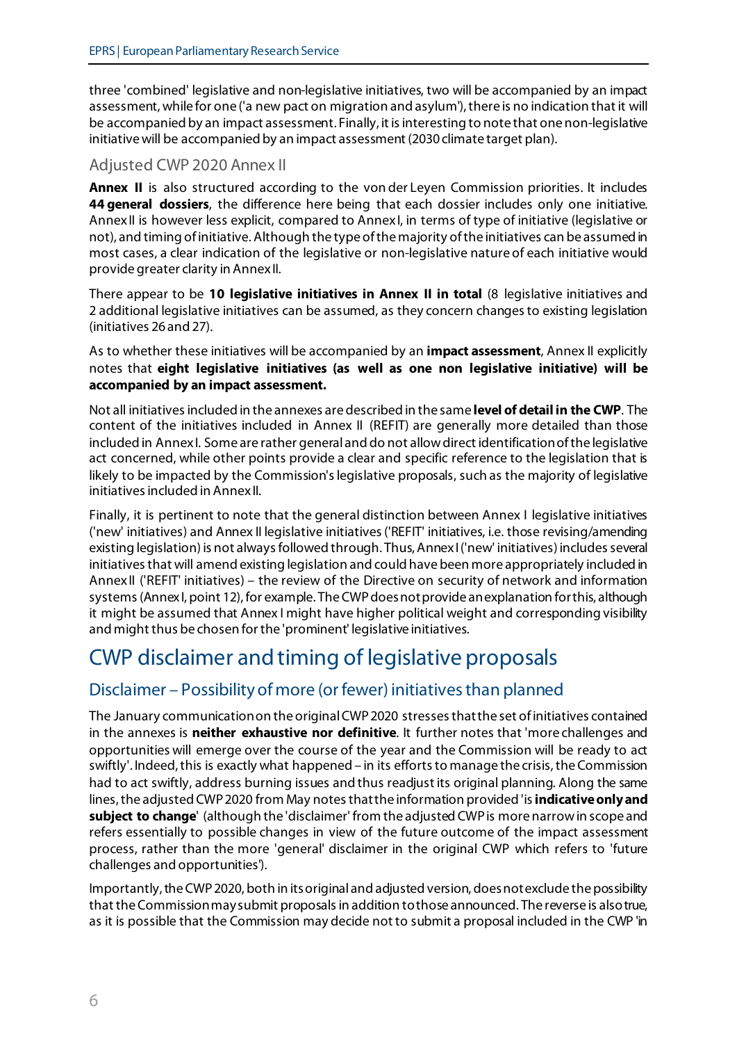three 'combined' legislative and non-legislative initiatives, two will be accompanied by an impact assessment, while for one ('a new pact on migration and asylum'), there is no indication that it will be accompanied by an impact assessment. Finally, it is interesting to note that one non-legislative initiative will be accompanied by an impact assessment (2030 climate target plan).

### Adjusted CWP 2020 Annex II

**Annex II** is also structured according to the von der Leyen Commission priorities. It includes **44 general dossiers**, the difference here being that each dossier includes only one initiative. Annex II is however less explicit, compared to Annex I, in terms of type of initiative (legislative or not), and timing of initiative. Although the type of the majority of the initiatives can be assumed in most cases, a clear indication of the legislative or non-legislative nature of each initiative would provide greater clarity in Annex II.

There appear to be **10 legislative initiatives in Annex II in total** (8 legislative initiatives and 2 additional legislative initiatives can be assumed, as they concern changes to existing legislation (initiatives 26 and 27).

As to whether these initiatives will be accompanied by an **impact assessment**, Annex II explicitly notes that **eight legislative initiatives (as well as one non legislative initiative) will be accompanied by an impact assessment.**

Not all initiatives included in the annexes are described in the same **level of detail in the CWP**. The content of the initiatives included in Annex II (REFIT) are generally more detailed than those included in Annex I. Some are rather general and do not allow direct identification of the legislative act concerned, while other points provide a clear and specific reference to the legislation that is likely to be impacted by the Commission's legislative proposals, such as the majority of legislative initiatives included in Annex II.

Finally, it is pertinent to note that the general distinction between Annex I legislative initiatives ('new' initiatives) and Annex II legislative initiatives ('REFIT' initiatives, i.e. those revising/amending existing legislation) is not always followed through. Thus, Annex I ('new' initiatives) includes several initiatives that will amend existing legislation and could have been more appropriately included in Annex II ('REFIT' initiatives) – the review of the Directive on security of network and information systems (Annex I, point 12), for example. The CWP does not provide an explanation for this, although it might be assumed that Annex I might have higher political weight and corresponding visibility and might thus be chosen for the 'prominent' legislative initiatives.

# CWP disclaimer and timing of legislative proposals

## Disclaimer – Possibility of more (or fewer) initiatives than planned

The January communication on the original CWP 2020 stresses that the set of initiatives contained in the annexes is **neither exhaustive nor definitive**. It further notes that 'more challenges and opportunities will emerge over the course of the year and the Commission will be ready to act swiftly'. Indeed, this is exactly what happened – in its efforts to manage the crisis, the Commission had to act swiftly, address burning issues and thus readjust its original planning. Along the same lines, the adjusted CWP 2020 from May notes that the information provided '**is indicative only and subject to change**' (although the 'disclaimer' from the adjusted CWP is more narrow in scope and refers essentially to possible changes in view of the future outcome of the impact assessment process, rather than the more 'general' disclaimer in the original CWP which refers to 'future challenges and opportunities').

Importantly, the CWP 2020, both in its original and adjusted version, does not exclude the possibility that the Commission may submit proposals in addition to those announced. The reverse is also true, as it is possible that the Commission may decide not to submit a proposal included in the CWP 'in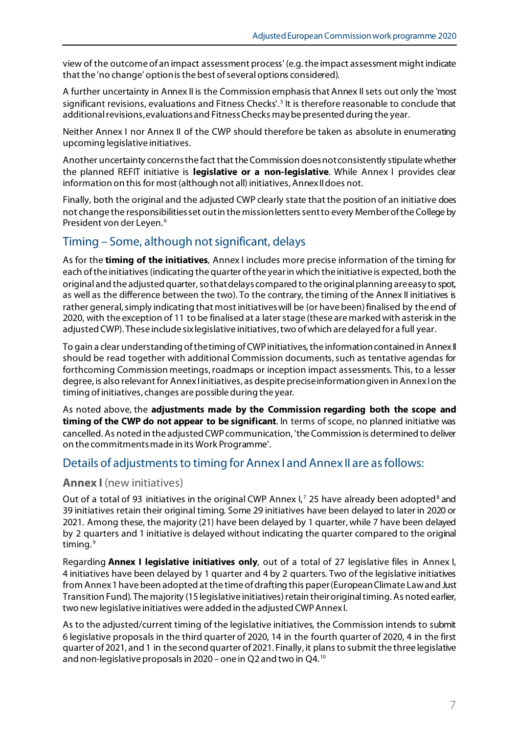view of the outcome of an impact assessment process' (e.g. the impact assessment might indicate that the 'no change' option is the best of several options considered).

A further uncertainty in Annex II is the Commission emphasis that Annex II sets out only the 'most significant revisions, evaluations and Fitness Checks'.[5] It is therefore reasonable to conclude that additional revisions, evaluations and Fitness Checks may be presented during the year.

Neither Annex I nor Annex II of the CWP should therefore be taken as absolute in enumerating upcoming legislative initiatives.

Another uncertainty concerns the fact that the Commission does not consistently stipulate whether the planned REFIT initiative is **legislative or a non-legislative**. While Annex I provides clear information on this for most (although not all) initiatives, Annex II does not.

Finally, both the original and the adjusted CWP clearly state that the position of an initiative does not change the responsibilities set out in the mission letters sent to every Member of the College by President von der Leyen.[6]

## Timing – Some, although not significant, delays

As for the **timing of the initiatives**, Annex I includes more precise information of the timing for each of the initiatives (indicating the quarter of the year in which the initiative is expected, both the original and the adjusted quarter, so that delays compared to the original planning are easy to spot, as well as the difference between the two). To the contrary, the timing of the Annex II initiatives is rather general, simply indicating that most initiatives will be (or have been) finalised by the end of 2020, with the exception of 11 to be finalised at a later stage (these are marked with asterisk in the adjusted CWP). These include six legislative initiatives, two of which are delayed for a full year.

To gain a clear understanding of the timing of CWP initiatives, the information contained in Annex II should be read together with additional Commission documents, such as tentative agendas for forthcoming Commission meetings, roadmaps or inception impact assessments. This, to a lesser degree, is also relevant for Annex I initiatives, as despite precise information given in Annex I on the timing of initiatives, changes are possible during the year.

As noted above, the **adjustments made by the Commission regarding both the scope and timing of the CWP do not appear to be significant**. In terms of scope, no planned initiative was cancelled. As noted in the adjusted CWP communication, 'the Commission is determined to deliver on the commitments made in its Work Programme'.

## Details of adjustments to timing for Annex I and Annex II are as follows:

### **Annex I** (new initiatives)

Out of a total of 93 initiatives in the original CWP Annex I,[7] 25 have already been adopted[8] and 39 initiatives retain their original timing. Some 29 initiatives have been delayed to later in 2020 or 2021. Among these, the majority (21) have been delayed by 1 quarter, while 7 have been delayed by 2 quarters and 1 initiative is delayed without indicating the quarter compared to the original timing.[9]

Regarding **Annex I legislative initiatives only**, out of a total of 27 legislative files in Annex I, 4 initiatives have been delayed by 1 quarter and 4 by 2 quarters. Two of the legislative initiatives from Annex 1 have been adopted at the time of drafting this paper (European Climate Law and Just Transition Fund). The majority (15 legislative initiatives) retain their original timing. As noted earlier, two new legislative initiatives were added in the adjusted CWP Annex I.

As to the adjusted/current timing of the legislative initiatives, the Commission intends to submit 6 legislative proposals in the third quarter of 2020, 14 in the fourth quarter of 2020, 4 in the first quarter of 2021, and 1 in the second quarter of 2021. Finally, it plans to submit the three legislative and non-legislative proposals in 2020 – one in Q2 and two in Q4.[10]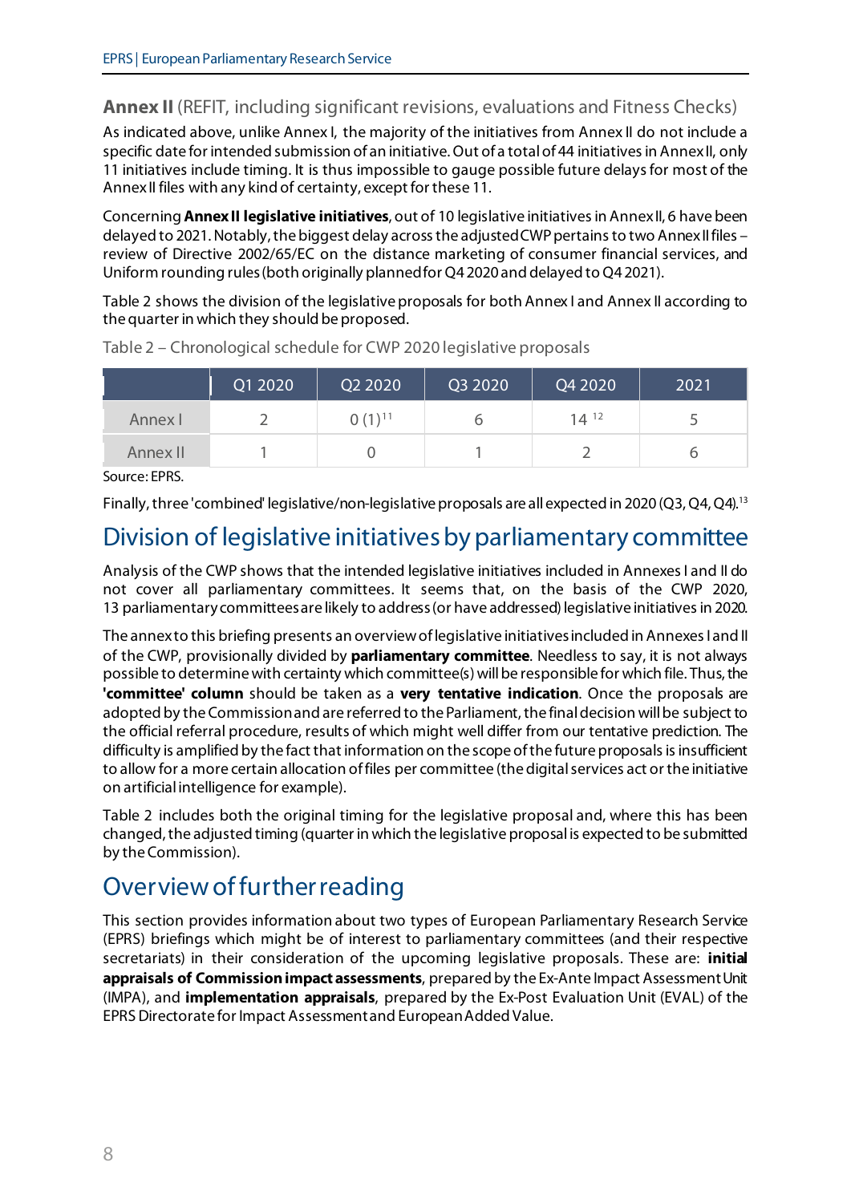### Annex II (REFIT, including significant revisions, evaluations and Fitness Checks)

As indicated above, unlike Annex I, the majority of the initiatives from Annex II do not include a specific date for intended submission of an initiative. Out of a total of 44 initiatives in Annex II, only 11 initiatives include timing. It is thus impossible to gauge possible future delays for most of the Annex II files with any kind of certainty, except for these 11.

Concerning **Annex II legislative initiatives**, out of 10 legislative initiatives in Annex II, 6 have been delayed to 2021. Notably, the biggest delay across the adjusted CWP pertains to two Annex II files – review of Directive 2002/65/EC on the distance marketing of consumer financial services, and Uniform rounding rules (both originally planned for Q4 2020 and delayed to Q4 2021).

Table 2 shows the division of the legislative proposals for both Annex I and Annex II according to the quarter in which they should be proposed.

Table 2 – Chronological schedule for CWP 2020 legislative proposals

| | Q1 2020 | Q2 2020 | Q3 2020 | Q4 2020 | 2021 |
|---|---|---|---|---|---|
| Annex I | 2 | 0 (1)[11] | 6 | 14 [12] | 5 |
| Annex II | 1 | 0 | 1 | 2 | 6 |

Source: EPRS.

Finally, three 'combined' legislative/non-legislative proposals are all expected in 2020 (Q3, Q4, Q4).[13]

## Division of legislative initiatives by parliamentary committee

Analysis of the CWP shows that the intended legislative initiatives included in Annexes I and II do not cover all parliamentary committees. It seems that, on the basis of the CWP 2020, 13 parliamentary committees are likely to address (or have addressed) legislative initiatives in 2020.

The annex to this briefing presents an overview of legislative initiatives included in Annexes I and II of the CWP, provisionally divided by **parliamentary committee**. Needless to say, it is not always possible to determine with certainty which committee(s) will be responsible for which file. Thus, the **'committee' column** should be taken as a **very tentative indication**. Once the proposals are adopted by the Commission and are referred to the Parliament, the final decision will be subject to the official referral procedure, results of which might well differ from our tentative prediction. The difficulty is amplified by the fact that information on the scope of the future proposals is insufficient to allow for a more certain allocation of files per committee (the digital services act or the initiative on artificial intelligence for example).

Table 2 includes both the original timing for the legislative proposal and, where this has been changed, the adjusted timing (quarter in which the legislative proposal is expected to be submitted by the Commission).

## Overview of further reading

This section provides information about two types of European Parliamentary Research Service (EPRS) briefings which might be of interest to parliamentary committees (and their respective secretariats) in their consideration of the upcoming legislative proposals. These are: **initial appraisals of Commission impact assessments**, prepared by the Ex-Ante Impact Assessment Unit (IMPA), and **implementation appraisals**, prepared by the Ex-Post Evaluation Unit (EVAL) of the EPRS Directorate for Impact Assessment and European Added Value.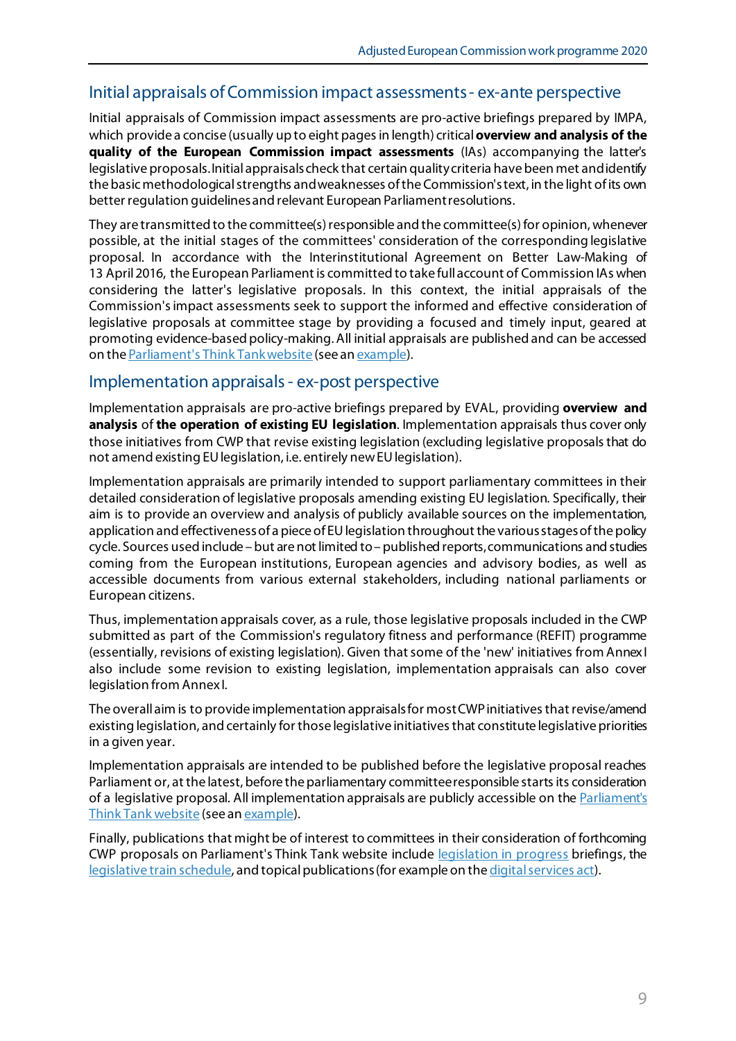## Initial appraisals of Commission impact assessments - ex-ante perspective

Initial appraisals of Commission impact assessments are pro-active briefings prepared by IMPA, which provide a concise (usually up to eight pages in length) critical **overview and analysis of the quality of the European Commission impact assessments** (IAs) accompanying the latter's legislative proposals. Initial appraisals check that certain quality criteria have been met and identify the basic methodological strengths and weaknesses of the Commission's text, in the light of its own better regulation guidelines and relevant European Parliament resolutions.

They are transmitted to the committee(s) responsible and the committee(s) for opinion, whenever possible, at the initial stages of the committees' consideration of the corresponding legislative proposal. In accordance with the Interinstitutional Agreement on Better Law-Making of 13 April 2016, the European Parliament is committed to take full account of Commission IAs when considering the latter's legislative proposals. In this context, the initial appraisals of the Commission's impact assessments seek to support the informed and effective consideration of legislative proposals at committee stage by providing a focused and timely input, geared at promoting evidence-based policy-making. All initial appraisals are published and can be accessed on the Parliament's Think Tank website (see an example).

## Implementation appraisals - ex-post perspective

Implementation appraisals are pro-active briefings prepared by EVAL, providing **overview and analysis** of **the operation of existing EU legislation**. Implementation appraisals thus cover only those initiatives from CWP that revise existing legislation (excluding legislative proposals that do not amend existing EU legislation, i.e. entirely new EU legislation).

Implementation appraisals are primarily intended to support parliamentary committees in their detailed consideration of legislative proposals amending existing EU legislation. Specifically, their aim is to provide an overview and analysis of publicly available sources on the implementation, application and effectiveness of a piece of EU legislation throughout the various stages of the policy cycle. Sources used include – but are not limited to – published reports, communications and studies coming from the European institutions, European agencies and advisory bodies, as well as accessible documents from various external stakeholders, including national parliaments or European citizens.

Thus, implementation appraisals cover, as a rule, those legislative proposals included in the CWP submitted as part of the Commission's regulatory fitness and performance (REFIT) programme (essentially, revisions of existing legislation). Given that some of the 'new' initiatives from Annex I also include some revision to existing legislation, implementation appraisals can also cover legislation from Annex I.

The overall aim is to provide implementation appraisals for most CWP initiatives that revise/amend existing legislation, and certainly for those legislative initiatives that constitute legislative priorities in a given year.

Implementation appraisals are intended to be published before the legislative proposal reaches Parliament or, at the latest, before the parliamentary committee responsible starts its consideration of a legislative proposal. All implementation appraisals are publicly accessible on the Parliament's Think Tank website (see an example).

Finally, publications that might be of interest to committees in their consideration of forthcoming CWP proposals on Parliament's Think Tank website include legislation in progress briefings, the legislative train schedule, and topical publications (for example on the digital services act).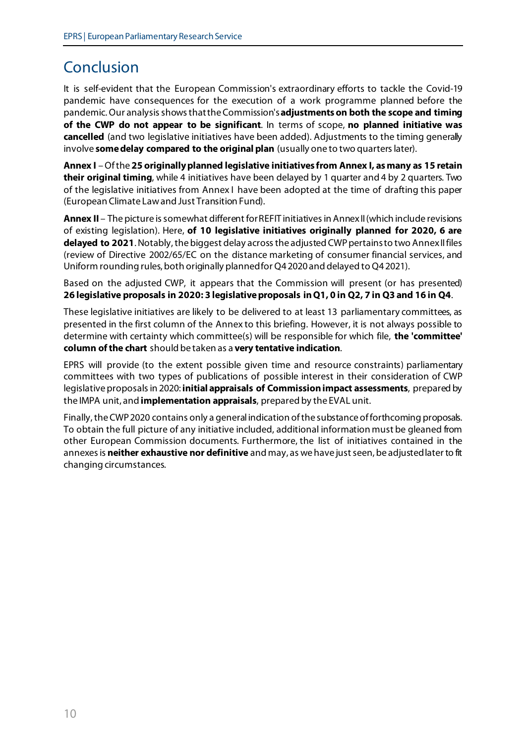## Conclusion

It is self-evident that the European Commission's extraordinary efforts to tackle the Covid-19 pandemic have consequences for the execution of a work programme planned before the pandemic. Our analysis shows that the Commission's **adjustments on both the scope and timing of the CWP do not appear to be significant**. In terms of scope, **no planned initiative was cancelled** (and two legislative initiatives have been added). Adjustments to the timing generally involve **some delay compared to the original plan** (usually one to two quarters later).

**Annex I** – Of the **25 originally planned legislative initiatives from Annex I, as many as 15 retain their original timing**, while 4 initiatives have been delayed by 1 quarter and 4 by 2 quarters. Two of the legislative initiatives from Annex I have been adopted at the time of drafting this paper (European Climate Law and Just Transition Fund).

**Annex II** – The picture is somewhat different for REFIT initiatives in Annex II (which include revisions of existing legislation). Here, **of 10 legislative initiatives originally planned for 2020, 6 are delayed to 2021**. Notably, the biggest delay across the adjusted CWP pertains to two Annex II files (review of Directive 2002/65/EC on the distance marketing of consumer financial services, and Uniform rounding rules, both originally planned for Q4 2020 and delayed to Q4 2021).

Based on the adjusted CWP, it appears that the Commission will present (or has presented) **26 legislative proposals in 2020: 3 legislative proposals in Q1, 0 in Q2, 7 in Q3 and 16 in Q4**.

These legislative initiatives are likely to be delivered to at least 13 parliamentary committees, as presented in the first column of the Annex to this briefing. However, it is not always possible to determine with certainty which committee(s) will be responsible for which file, **the 'committee' column of the chart** should be taken as a **very tentative indication**.

EPRS will provide (to the extent possible given time and resource constraints) parliamentary committees with two types of publications of possible interest in their consideration of CWP legislative proposals in 2020: **initial appraisals of Commission impact assessments**, prepared by the IMPA unit, and **implementation appraisals**, prepared by the EVAL unit.

Finally, the CWP 2020 contains only a general indication of the substance of forthcoming proposals. To obtain the full picture of any initiative included, additional information must be gleaned from other European Commission documents. Furthermore, the list of initiatives contained in the annexes is **neither exhaustive nor definitive** and may, as we have just seen, be adjusted later to fit changing circumstances.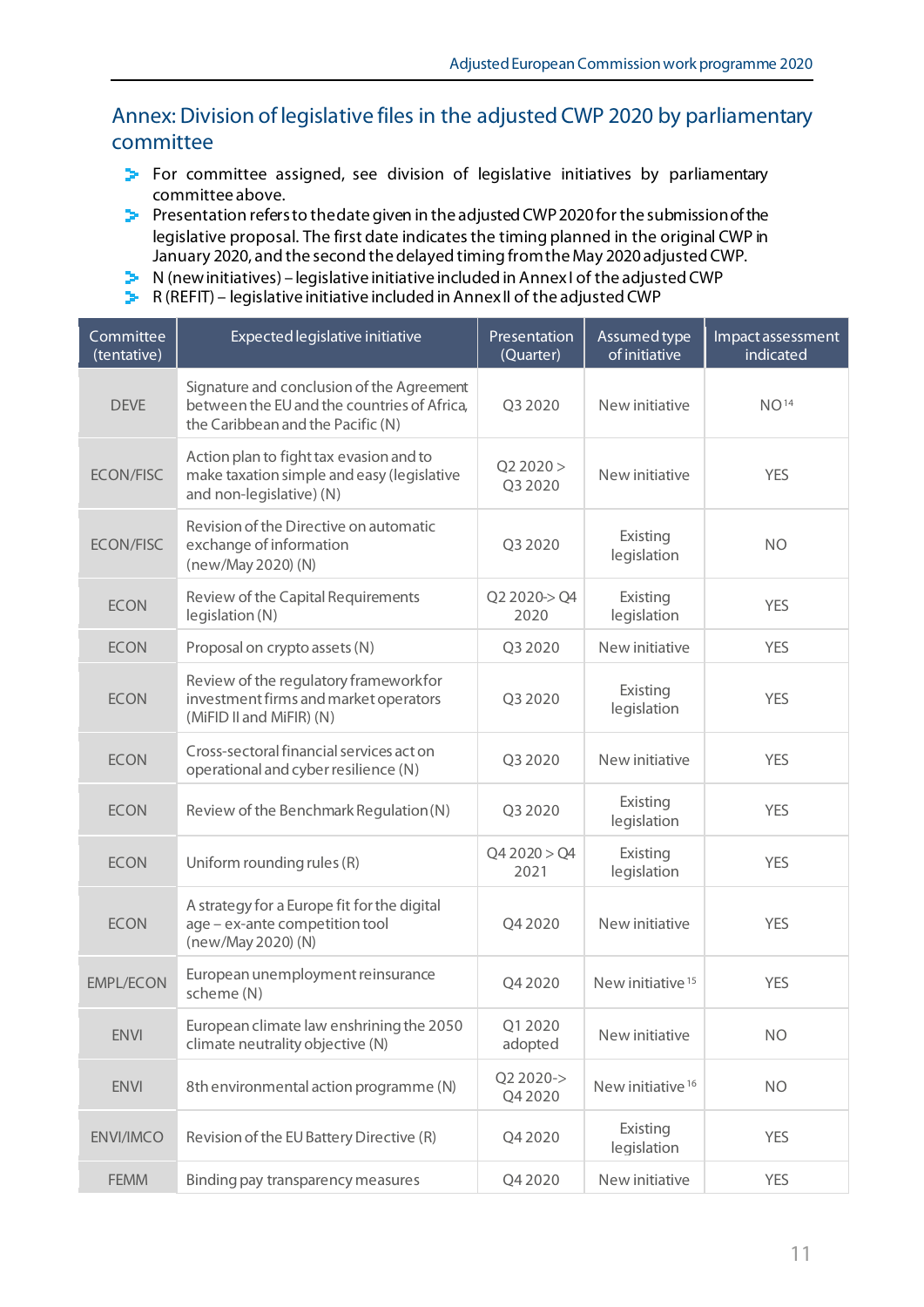## Annex: Division of legislative files in the adjusted CWP 2020 by parliamentary committee

- For committee assigned, see division of legislative initiatives by parliamentary committee above.
- Presentation refers to the date given in the adjusted CWP 2020 for the submission of the legislative proposal. The first date indicates the timing planned in the original CWP in January 2020, and the second the delayed timing from the May 2020 adjusted CWP.
- N (new initiatives) – legislative initiative included in Annex I of the adjusted CWP
- R (REFIT) – legislative initiative included in Annex II of the adjusted CWP

| Committee (tentative) | Expected legislative initiative | Presentation (Quarter) | Assumed type of initiative | Impact assessment indicated |
|---|---|---|---|---|
| DEVE | Signature and conclusion of the Agreement between the EU and the countries of Africa, the Caribbean and the Pacific (N) | Q3 2020 | New initiative | NO[14] |
| ECON/FISC | Action plan to fight tax evasion and to make taxation simple and easy (legislative and non-legislative) (N) | Q2 2020 > Q3 2020 | New initiative | YES |
| ECON/FISC | Revision of the Directive on automatic exchange of information (new/May 2020) (N) | Q3 2020 | Existing legislation | NO |
| ECON | Review of the Capital Requirements legislation (N) | Q2 2020-> Q4 2020 | Existing legislation | YES |
| ECON | Proposal on crypto assets (N) | Q3 2020 | New initiative | YES |
| ECON | Review of the regulatory framework for investment firms and market operators (MiFID II and MiFIR) (N) | Q3 2020 | Existing legislation | YES |
| ECON | Cross-sectoral financial services act on operational and cyber resilience (N) | Q3 2020 | New initiative | YES |
| ECON | Review of the Benchmark Regulation (N) | Q3 2020 | Existing legislation | YES |
| ECON | Uniform rounding rules (R) | Q4 2020 > Q4 2021 | Existing legislation | YES |
| ECON | A strategy for a Europe fit for the digital age – ex-ante competition tool (new/May 2020) (N) | Q4 2020 | New initiative | YES |
| EMPL/ECON | European unemployment reinsurance scheme (N) | Q4 2020 | New initiative[15] | YES |
| ENVI | European climate law enshrining the 2050 climate neutrality objective (N) | Q1 2020 adopted | New initiative | NO |
| ENVI | 8th environmental action programme (N) | Q2 2020-> Q4 2020 | New initiative[16] | NO |
| ENVI/IMCO | Revision of the EU Battery Directive (R) | Q4 2020 | Existing legislation | YES |
| FEMM | Binding pay transparency measures | Q4 2020 | New initiative | YES |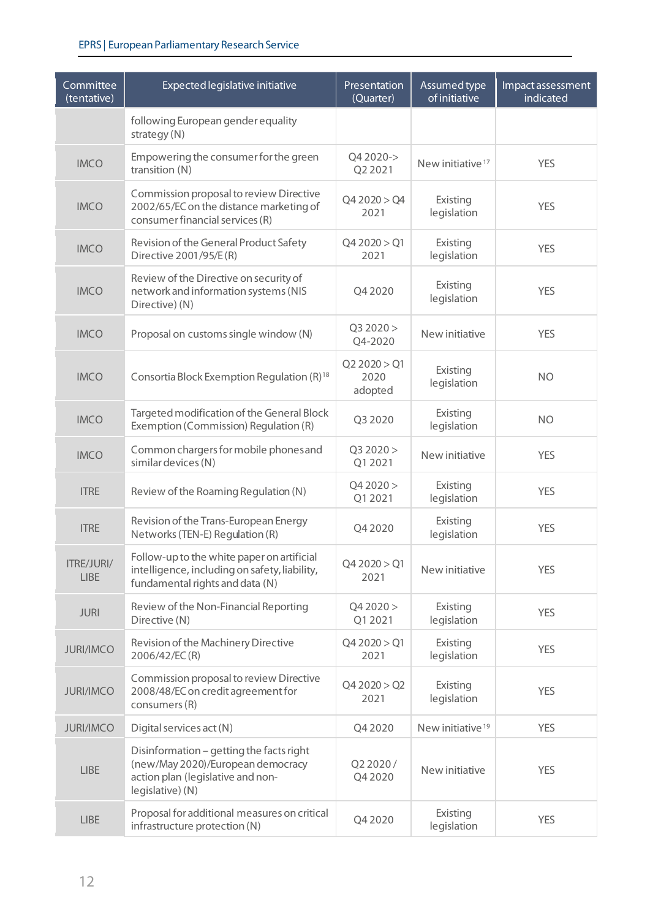| Committee (tentative) | Expected legislative initiative | Presentation (Quarter) | Assumed type of initiative | Impact assessment indicated |
|---|---|---|---|---|
| | following European gender equality strategy (N) | | | |
| IMCO | Empowering the consumer for the green transition (N) | Q4 2020-> Q2 2021 | New initiative [17] | YES |
| IMCO | Commission proposal to review Directive 2002/65/EC on the distance marketing of consumer financial services (R) | Q4 2020 > Q4 2021 | Existing legislation | YES |
| IMCO | Revision of the General Product Safety Directive 2001/95/E (R) | Q4 2020 > Q1 2021 | Existing legislation | YES |
| IMCO | Review of the Directive on security of network and information systems (NIS Directive) (N) | Q4 2020 | Existing legislation | YES |
| IMCO | Proposal on customs single window (N) | Q3 2020 > Q4-2020 | New initiative | YES |
| IMCO | Consortia Block Exemption Regulation (R) [18] | Q2 2020 > Q1 2020 adopted | Existing legislation | NO |
| IMCO | Targeted modification of the General Block Exemption (Commission) Regulation (R) | Q3 2020 | Existing legislation | NO |
| IMCO | Common chargers for mobile phones and similar devices (N) | Q3 2020 > Q1 2021 | New initiative | YES |
| ITRE | Review of the Roaming Regulation (N) | Q4 2020 > Q1 2021 | Existing legislation | YES |
| ITRE | Revision of the Trans-European Energy Networks (TEN-E) Regulation (R) | Q4 2020 | Existing legislation | YES |
| ITRE/JURI/ LIBE | Follow-up to the white paper on artificial intelligence, including on safety, liability, fundamental rights and data (N) | Q4 2020 > Q1 2021 | New initiative | YES |
| JURI | Review of the Non-Financial Reporting Directive (N) | Q4 2020 > Q1 2021 | Existing legislation | YES |
| JURI/IMCO | Revision of the Machinery Directive 2006/42/EC (R) | Q4 2020 > Q1 2021 | Existing legislation | YES |
| JURI/IMCO | Commission proposal to review Directive 2008/48/EC on credit agreement for consumers (R) | Q4 2020 > Q2 2021 | Existing legislation | YES |
| JURI/IMCO | Digital services act (N) | Q4 2020 | New initiative [19] | YES |
| LIBE | Disinformation – getting the facts right (new/May 2020)/European democracy action plan (legislative and non-legislative) (N) | Q2 2020 / Q4 2020 | New initiative | YES |
| LIBE | Proposal for additional measures on critical infrastructure protection (N) | Q4 2020 | Existing legislation | YES |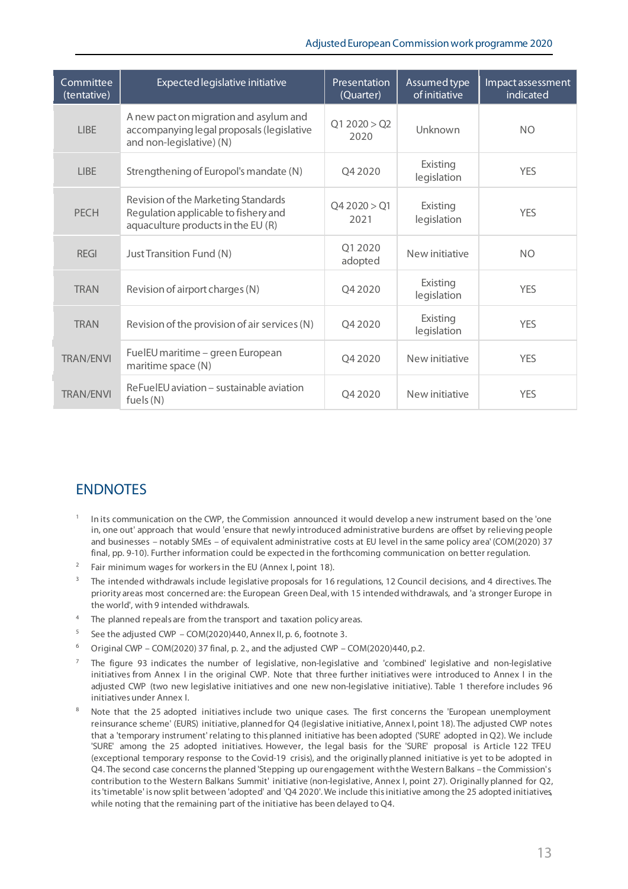| Committee (tentative) | Expected legislative initiative | Presentation (Quarter) | Assumed type of initiative | Impact assessment indicated |
|---|---|---|---|---|
| LIBE | A new pact on migration and asylum and accompanying legal proposals (legislative and non-legislative) (N) | Q1 2020 > Q2 2020 | Unknown | NO |
| LIBE | Strengthening of Europol's mandate (N) | Q4 2020 | Existing legislation | YES |
| PECH | Revision of the Marketing Standards Regulation applicable to fishery and aquaculture products in the EU (R) | Q4 2020 > Q1 2021 | Existing legislation | YES |
| REGI | Just Transition Fund (N) | Q1 2020 adopted | New initiative | NO |
| TRAN | Revision of airport charges (N) | Q4 2020 | Existing legislation | YES |
| TRAN | Revision of the provision of air services (N) | Q4 2020 | Existing legislation | YES |
| TRAN/ENVI | FuelEU maritime – green European maritime space (N) | Q4 2020 | New initiative | YES |
| TRAN/ENVI | ReFuelEU aviation – sustainable aviation fuels (N) | Q4 2020 | New initiative | YES |

## ENDNOTES

1. In its communication on the CWP, the Commission announced it would develop a new instrument based on the 'one in, one out' approach that would 'ensure that newly introduced administrative burdens are offset by relieving people and businesses – notably SMEs – of equivalent administrative costs at EU level in the same policy area' (COM(2020) 37 final, pp. 9-10). Further information could be expected in the forthcoming communication on better regulation.
2. Fair minimum wages for workers in the EU (Annex I, point 18).
3. The intended withdrawals include legislative proposals for 16 regulations, 12 Council decisions, and 4 directives. The priority areas most concerned are: the European Green Deal, with 15 intended withdrawals, and 'a stronger Europe in the world', with 9 intended withdrawals.
4. The planned repeals are from the transport and taxation policy areas.
5. See the adjusted CWP – COM(2020)440, Annex II, p. 6, footnote 3.
6. Original CWP – COM(2020) 37 final, p. 2., and the adjusted CWP – COM(2020)440, p.2.
7. The figure 93 indicates the number of legislative, non-legislative and 'combined' legislative and non-legislative initiatives from Annex I in the original CWP. Note that three further initiatives were introduced to Annex I in the adjusted CWP (two new legislative initiatives and one new non-legislative initiative). Table 1 therefore includes 96 initiatives under Annex I.
8. Note that the 25 adopted initiatives include two unique cases. The first concerns the 'European unemployment reinsurance scheme' (EURS) initiative, planned for Q4 (legislative initiative, Annex I, point 18). The adjusted CWP notes that a 'temporary instrument' relating to this planned initiative has been adopted ('SURE' adopted in Q2). We include 'SURE' among the 25 adopted initiatives. However, the legal basis for the 'SURE' proposal is Article 122 TFEU (exceptional temporary response to the Covid-19 crisis), and the originally planned initiative is yet to be adopted in Q4. The second case concerns the planned 'Stepping up our engagement with the Western Balkans – the Commission's contribution to the Western Balkans Summit' initiative (non-legislative, Annex I, point 27). Originally planned for Q2, its 'timetable' is now split between 'adopted' and 'Q4 2020'. We include this initiative among the 25 adopted initiatives, while noting that the remaining part of the initiative has been delayed to Q4.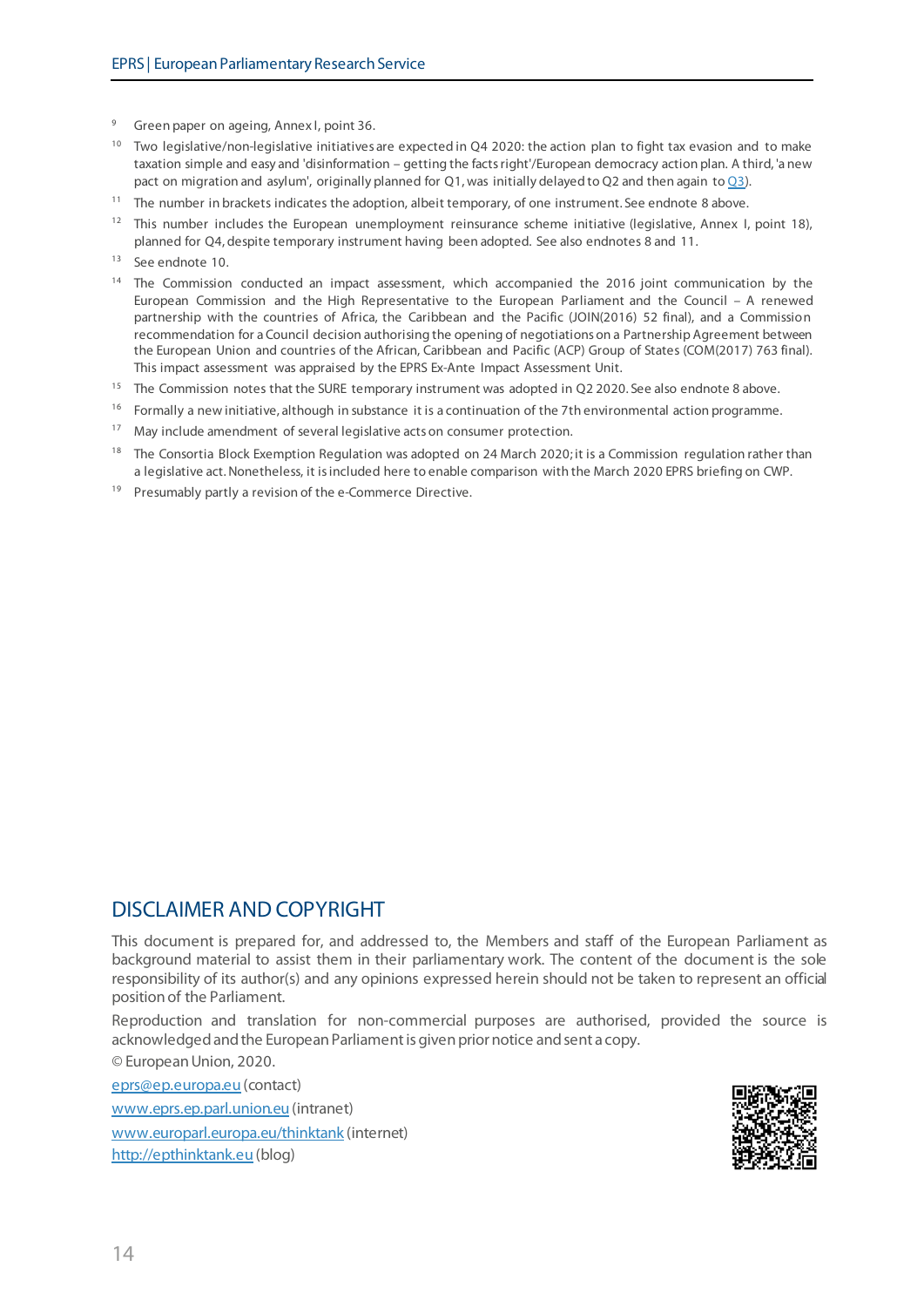[9] Green paper on ageing, Annex I, point 36.

[10] Two legislative/non-legislative initiatives are expected in Q4 2020: the action plan to fight tax evasion and to make taxation simple and easy and 'disinformation – getting the facts right'/European democracy action plan. A third, 'a new pact on migration and asylum', originally planned for Q1, was initially delayed to Q2 and then again to Q3).

[11] The number in brackets indicates the adoption, albeit temporary, of one instrument. See endnote 8 above.

[12] This number includes the European unemployment reinsurance scheme initiative (legislative, Annex I, point 18), planned for Q4, despite temporary instrument having been adopted. See also endnotes 8 and 11.

[13] See endnote 10.

[14] The Commission conducted an impact assessment, which accompanied the 2016 joint communication by the European Commission and the High Representative to the European Parliament and the Council – A renewed partnership with the countries of Africa, the Caribbean and the Pacific (JOIN(2016) 52 final), and a Commission recommendation for a Council decision authorising the opening of negotiations on a Partnership Agreement between the European Union and countries of the African, Caribbean and Pacific (ACP) Group of States (COM(2017) 763 final). This impact assessment was appraised by the EPRS Ex-Ante Impact Assessment Unit.

[15] The Commission notes that the SURE temporary instrument was adopted in Q2 2020. See also endnote 8 above.

[16] Formally a new initiative, although in substance it is a continuation of the 7th environmental action programme.

[17] May include amendment of several legislative acts on consumer protection.

[18] The Consortia Block Exemption Regulation was adopted on 24 March 2020; it is a Commission regulation rather than a legislative act. Nonetheless, it is included here to enable comparison with the March 2020 EPRS briefing on CWP.

[19] Presumably partly a revision of the e-Commerce Directive.

## DISCLAIMER AND COPYRIGHT

This document is prepared for, and addressed to, the Members and staff of the European Parliament as background material to assist them in their parliamentary work. The content of the document is the sole responsibility of its author(s) and any opinions expressed herein should not be taken to represent an official position of the Parliament.

Reproduction and translation for non-commercial purposes are authorised, provided the source is acknowledged and the European Parliament is given prior notice and sent a copy.

© European Union, 2020.

eprs@ep.europa.eu (contact)

www.eprs.ep.parl.union.eu (intranet)

www.europarl.europa.eu/thinktank (internet)

http://epthinktank.eu (blog)